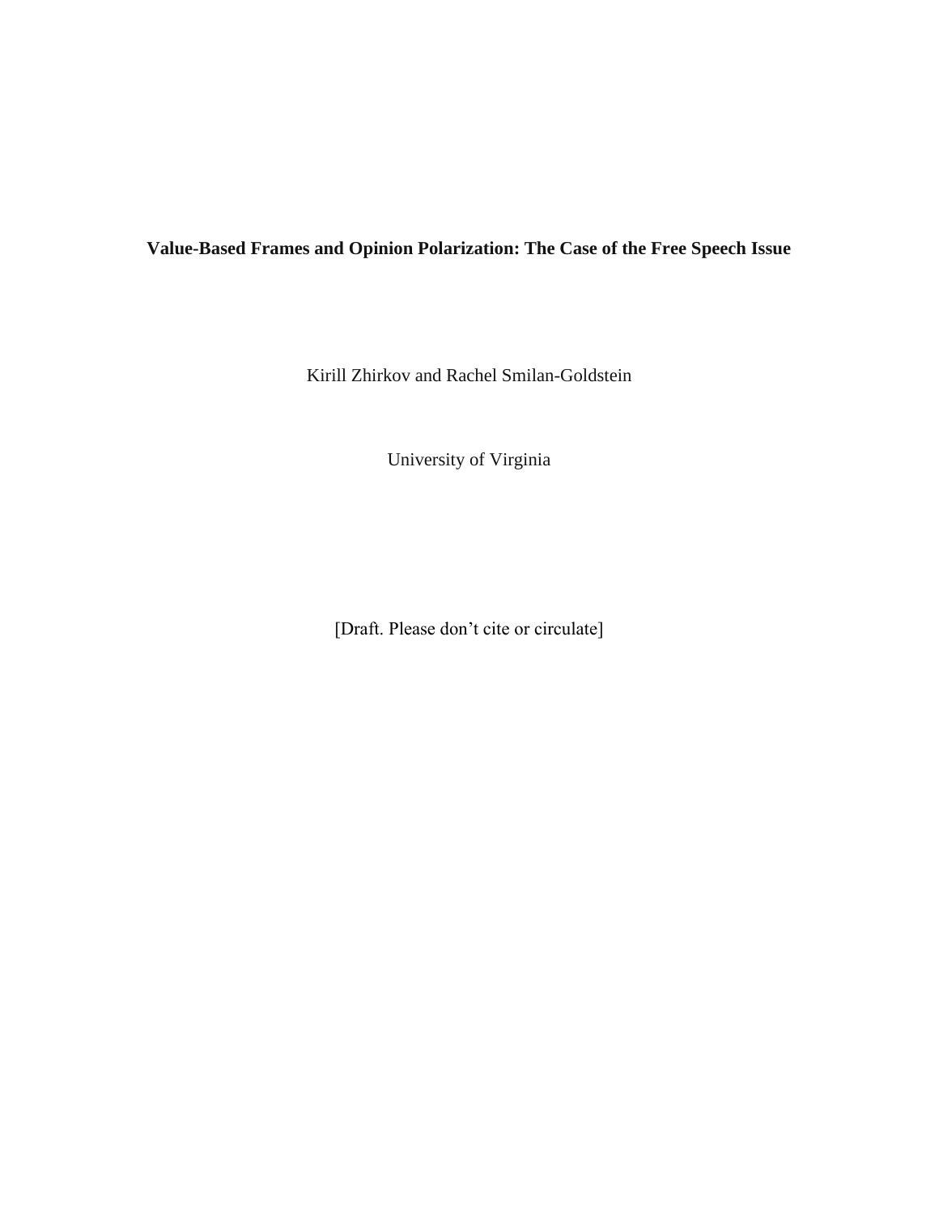# Value-Based Frames and Opinion Polarization: The Case of the Free Speech Issue

Kirill Zhirkov and Rachel Smilan-Goldstein

University of Virginia

[Draft. Please don't cite or circulate]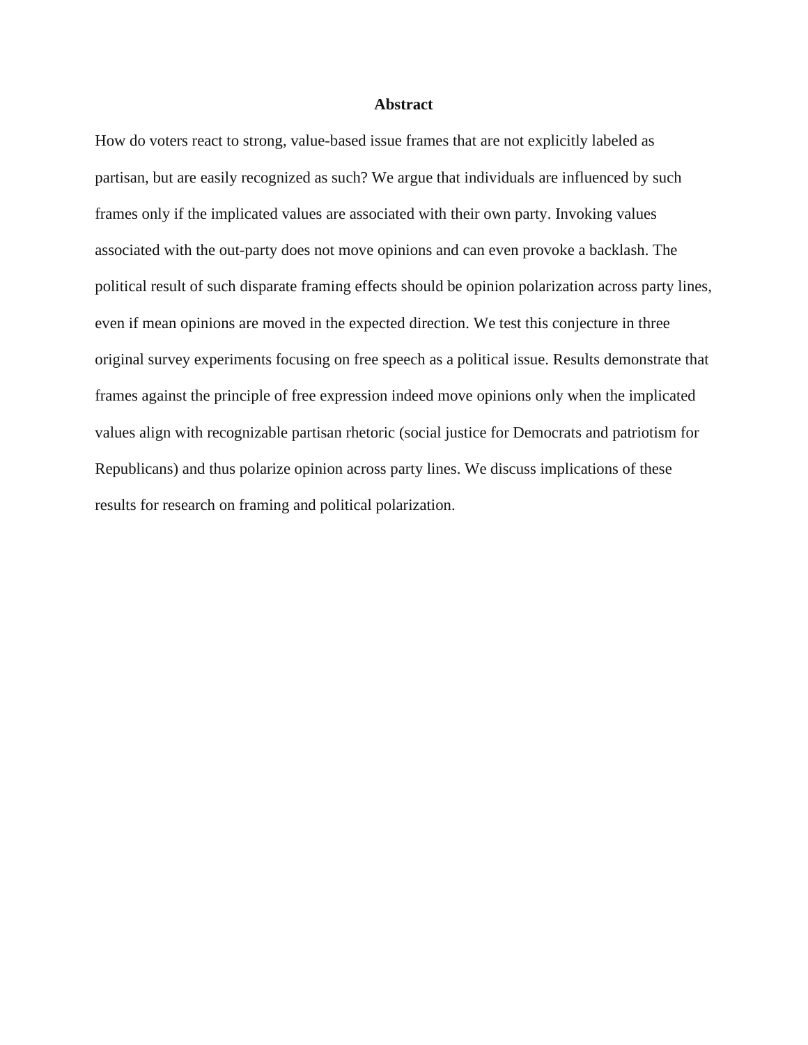## Abstract

How do voters react to strong, value-based issue frames that are not explicitly labeled as partisan, but are easily recognized as such? We argue that individuals are influenced by such frames only if the implicated values are associated with their own party. Invoking values associated with the out-party does not move opinions and can even provoke a backlash. The political result of such disparate framing effects should be opinion polarization across party lines, even if mean opinions are moved in the expected direction. We test this conjecture in three original survey experiments focusing on free speech as a political issue. Results demonstrate that frames against the principle of free expression indeed move opinions only when the implicated values align with recognizable partisan rhetoric (social justice for Democrats and patriotism for Republicans) and thus polarize opinion across party lines. We discuss implications of these results for research on framing and political polarization.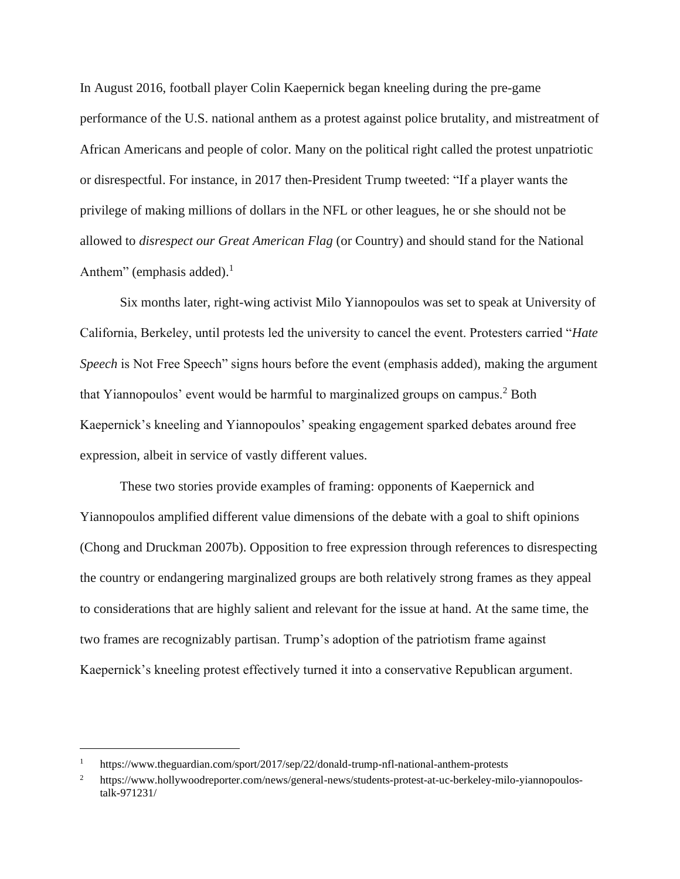In August 2016, football player Colin Kaepernick began kneeling during the pre-game performance of the U.S. national anthem as a protest against police brutality, and mistreatment of African Americans and people of color. Many on the political right called the protest unpatriotic or disrespectful. For instance, in 2017 then-President Trump tweeted: "If a player wants the privilege of making millions of dollars in the NFL or other leagues, he or she should not be allowed to *disrespect our Great American Flag* (or Country) and should stand for the National Anthem" (emphasis added).[1]

Six months later, right-wing activist Milo Yiannopoulos was set to speak at University of California, Berkeley, until protests led the university to cancel the event. Protesters carried "*Hate Speech* is Not Free Speech" signs hours before the event (emphasis added), making the argument that Yiannopoulos' event would be harmful to marginalized groups on campus.[2] Both Kaepernick's kneeling and Yiannopoulos' speaking engagement sparked debates around free expression, albeit in service of vastly different values.

These two stories provide examples of framing: opponents of Kaepernick and Yiannopoulos amplified different value dimensions of the debate with a goal to shift opinions (Chong and Druckman 2007b). Opposition to free expression through references to disrespecting the country or endangering marginalized groups are both relatively strong frames as they appeal to considerations that are highly salient and relevant for the issue at hand. At the same time, the two frames are recognizably partisan. Trump's adoption of the patriotism frame against Kaepernick's kneeling protest effectively turned it into a conservative Republican argument.

---

[1] https://www.theguardian.com/sport/2017/sep/22/donald-trump-nfl-national-anthem-protests

[2] https://www.hollywoodreporter.com/news/general-news/students-protest-at-uc-berkeley-milo-yiannopoulos-talk-971231/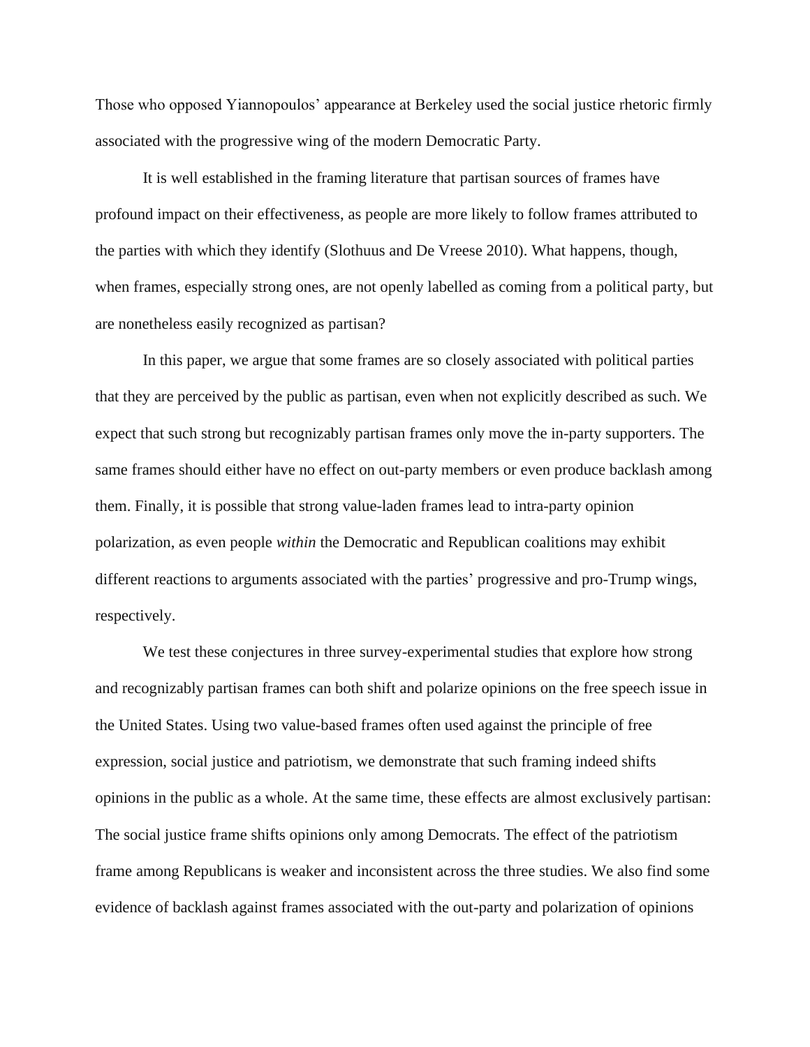Those who opposed Yiannopoulos' appearance at Berkeley used the social justice rhetoric firmly associated with the progressive wing of the modern Democratic Party.

It is well established in the framing literature that partisan sources of frames have profound impact on their effectiveness, as people are more likely to follow frames attributed to the parties with which they identify (Slothuus and De Vreese 2010). What happens, though, when frames, especially strong ones, are not openly labelled as coming from a political party, but are nonetheless easily recognized as partisan?

In this paper, we argue that some frames are so closely associated with political parties that they are perceived by the public as partisan, even when not explicitly described as such. We expect that such strong but recognizably partisan frames only move the in-party supporters. The same frames should either have no effect on out-party members or even produce backlash among them. Finally, it is possible that strong value-laden frames lead to intra-party opinion polarization, as even people *within* the Democratic and Republican coalitions may exhibit different reactions to arguments associated with the parties' progressive and pro-Trump wings, respectively.

We test these conjectures in three survey-experimental studies that explore how strong and recognizably partisan frames can both shift and polarize opinions on the free speech issue in the United States. Using two value-based frames often used against the principle of free expression, social justice and patriotism, we demonstrate that such framing indeed shifts opinions in the public as a whole. At the same time, these effects are almost exclusively partisan: The social justice frame shifts opinions only among Democrats. The effect of the patriotism frame among Republicans is weaker and inconsistent across the three studies. We also find some evidence of backlash against frames associated with the out-party and polarization of opinions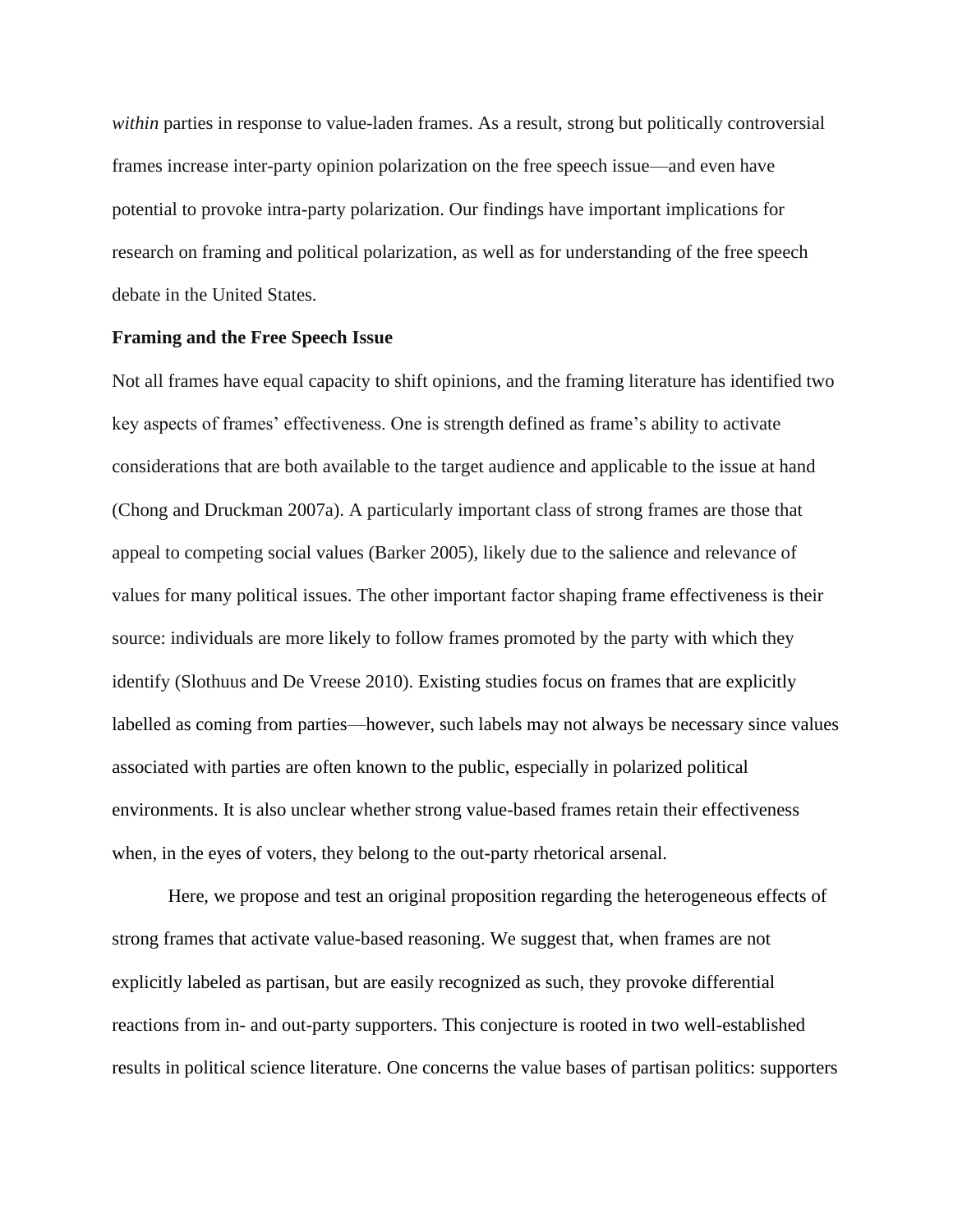*within* parties in response to value-laden frames. As a result, strong but politically controversial frames increase inter-party opinion polarization on the free speech issue—and even have potential to provoke intra-party polarization. Our findings have important implications for research on framing and political polarization, as well as for understanding of the free speech debate in the United States.

**Framing and the Free Speech Issue**

Not all frames have equal capacity to shift opinions, and the framing literature has identified two key aspects of frames' effectiveness. One is strength defined as frame's ability to activate considerations that are both available to the target audience and applicable to the issue at hand (Chong and Druckman 2007a). A particularly important class of strong frames are those that appeal to competing social values (Barker 2005), likely due to the salience and relevance of values for many political issues. The other important factor shaping frame effectiveness is their source: individuals are more likely to follow frames promoted by the party with which they identify (Slothuus and De Vreese 2010). Existing studies focus on frames that are explicitly labelled as coming from parties—however, such labels may not always be necessary since values associated with parties are often known to the public, especially in polarized political environments. It is also unclear whether strong value-based frames retain their effectiveness when, in the eyes of voters, they belong to the out-party rhetorical arsenal.

Here, we propose and test an original proposition regarding the heterogeneous effects of strong frames that activate value-based reasoning. We suggest that, when frames are not explicitly labeled as partisan, but are easily recognized as such, they provoke differential reactions from in- and out-party supporters. This conjecture is rooted in two well-established results in political science literature. One concerns the value bases of partisan politics: supporters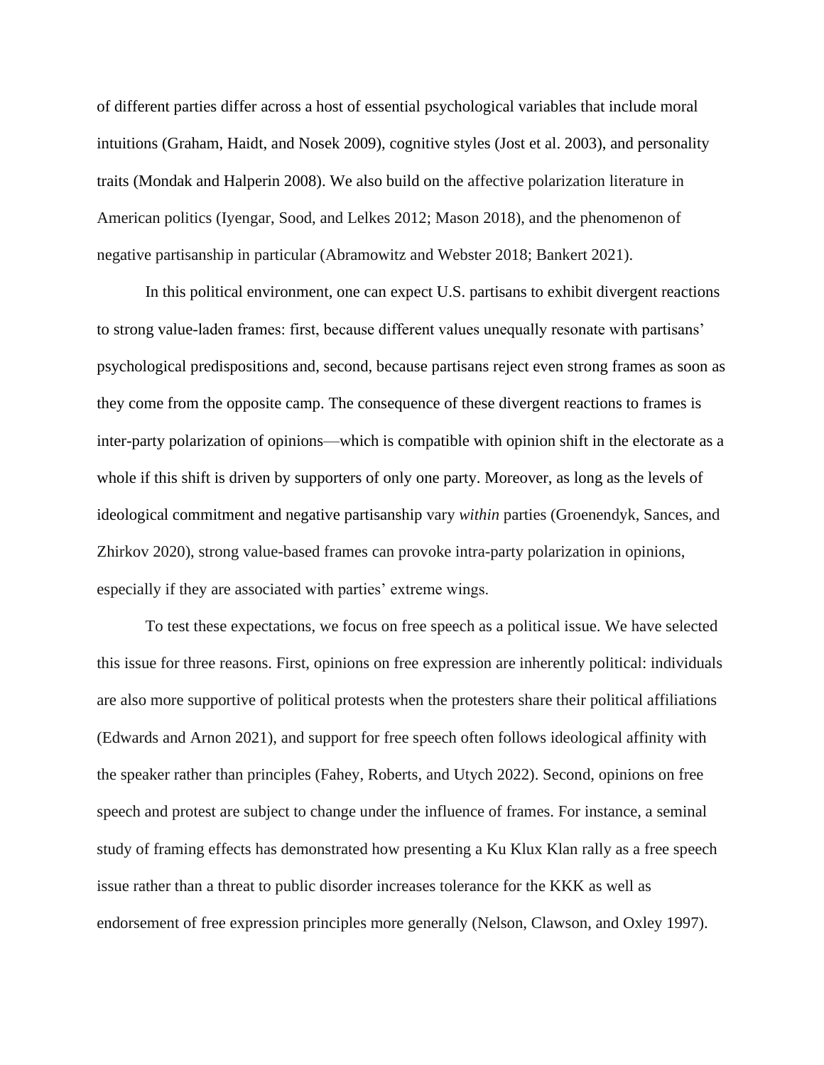of different parties differ across a host of essential psychological variables that include moral intuitions (Graham, Haidt, and Nosek 2009), cognitive styles (Jost et al. 2003), and personality traits (Mondak and Halperin 2008). We also build on the affective polarization literature in American politics (Iyengar, Sood, and Lelkes 2012; Mason 2018), and the phenomenon of negative partisanship in particular (Abramowitz and Webster 2018; Bankert 2021).

In this political environment, one can expect U.S. partisans to exhibit divergent reactions to strong value-laden frames: first, because different values unequally resonate with partisans' psychological predispositions and, second, because partisans reject even strong frames as soon as they come from the opposite camp. The consequence of these divergent reactions to frames is inter-party polarization of opinions—which is compatible with opinion shift in the electorate as a whole if this shift is driven by supporters of only one party. Moreover, as long as the levels of ideological commitment and negative partisanship vary *within* parties (Groenendyk, Sances, and Zhirkov 2020), strong value-based frames can provoke intra-party polarization in opinions, especially if they are associated with parties' extreme wings.

To test these expectations, we focus on free speech as a political issue. We have selected this issue for three reasons. First, opinions on free expression are inherently political: individuals are also more supportive of political protests when the protesters share their political affiliations (Edwards and Arnon 2021), and support for free speech often follows ideological affinity with the speaker rather than principles (Fahey, Roberts, and Utych 2022). Second, opinions on free speech and protest are subject to change under the influence of frames. For instance, a seminal study of framing effects has demonstrated how presenting a Ku Klux Klan rally as a free speech issue rather than a threat to public disorder increases tolerance for the KKK as well as endorsement of free expression principles more generally (Nelson, Clawson, and Oxley 1997).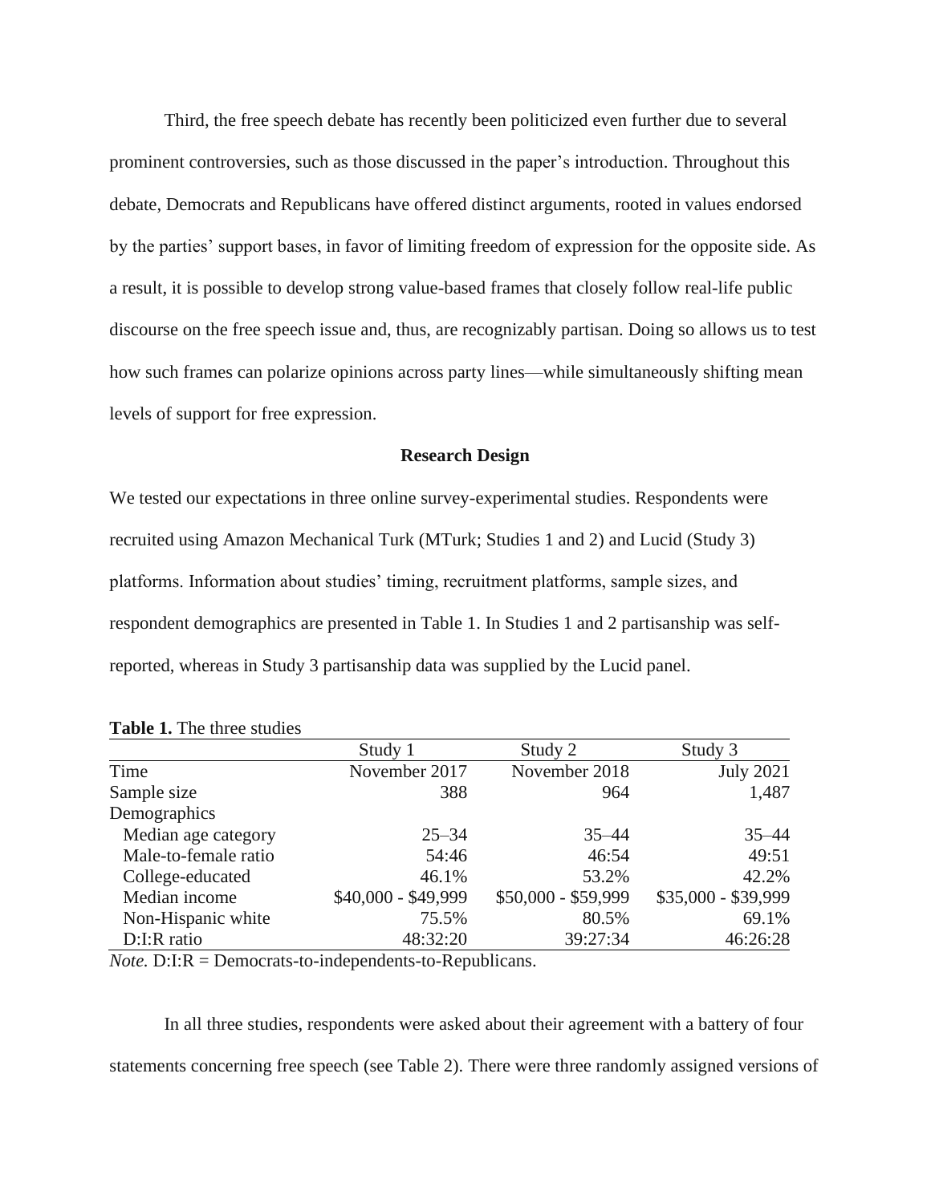Third, the free speech debate has recently been politicized even further due to several prominent controversies, such as those discussed in the paper's introduction. Throughout this debate, Democrats and Republicans have offered distinct arguments, rooted in values endorsed by the parties' support bases, in favor of limiting freedom of expression for the opposite side. As a result, it is possible to develop strong value-based frames that closely follow real-life public discourse on the free speech issue and, thus, are recognizably partisan. Doing so allows us to test how such frames can polarize opinions across party lines—while simultaneously shifting mean levels of support for free expression.

## Research Design

We tested our expectations in three online survey-experimental studies. Respondents were recruited using Amazon Mechanical Turk (MTurk; Studies 1 and 2) and Lucid (Study 3) platforms. Information about studies' timing, recruitment platforms, sample sizes, and respondent demographics are presented in Table 1. In Studies 1 and 2 partisanship was self-reported, whereas in Study 3 partisanship data was supplied by the Lucid panel.

**Table 1.** The three studies

| | Study 1 | Study 2 | Study 3 |
|---|---|---|---|
| Time | November 2017 | November 2018 | July 2021 |
| Sample size | 388 | 964 | 1,487 |
| Demographics | | | |
| Median age category | 25–34 | 35–44 | 35–44 |
| Male-to-female ratio | 54:46 | 46:54 | 49:51 |
| College-educated | 46.1% | 53.2% | 42.2% |
| Median income | $40,000 - $49,999 | $50,000 - $59,999 | $35,000 - $39,999 |
| Non-Hispanic white | 75.5% | 80.5% | 69.1% |
| D:I:R ratio | 48:32:20 | 39:27:34 | 46:26:28 |

*Note.* D:I:R = Democrats-to-independents-to-Republicans.

In all three studies, respondents were asked about their agreement with a battery of four statements concerning free speech (see Table 2). There were three randomly assigned versions of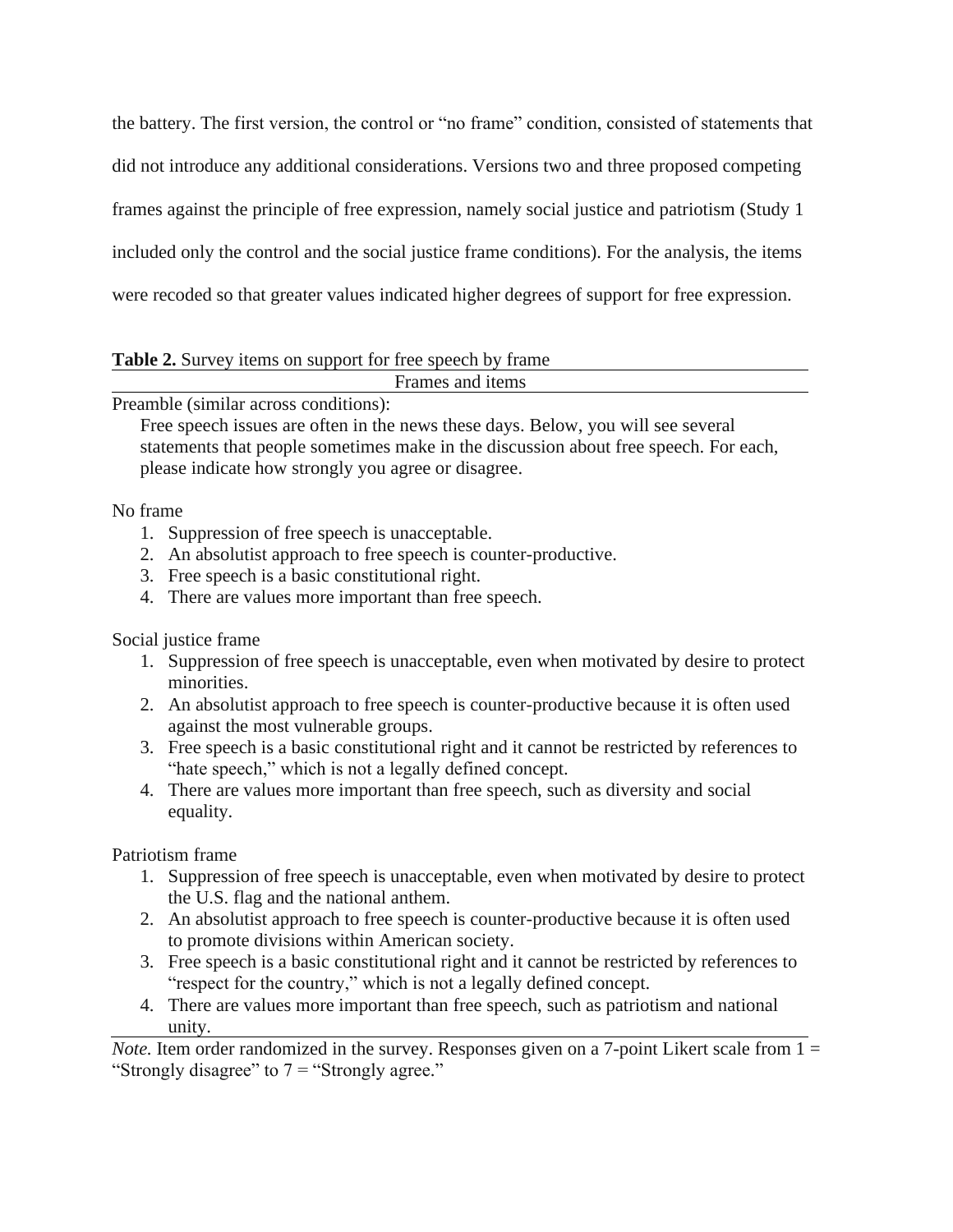the battery. The first version, the control or "no frame" condition, consisted of statements that did not introduce any additional considerations. Versions two and three proposed competing frames against the principle of free expression, namely social justice and patriotism (Study 1 included only the control and the social justice frame conditions). For the analysis, the items were recoded so that greater values indicated higher degrees of support for free expression.

**Table 2.** Survey items on support for free speech by frame

| Frames and items |
|---|
| Preamble (similar across conditions): |
| Free speech issues are often in the news these days. Below, you will see several statements that people sometimes make in the discussion about free speech. For each, please indicate how strongly you agree or disagree. |
| No frame |
| 1. Suppression of free speech is unacceptable. |
| 2. An absolutist approach to free speech is counter-productive. |
| 3. Free speech is a basic constitutional right. |
| 4. There are values more important than free speech. |
| Social justice frame |
| 1. Suppression of free speech is unacceptable, even when motivated by desire to protect minorities. |
| 2. An absolutist approach to free speech is counter-productive because it is often used against the most vulnerable groups. |
| 3. Free speech is a basic constitutional right and it cannot be restricted by references to "hate speech," which is not a legally defined concept. |
| 4. There are values more important than free speech, such as diversity and social equality. |
| Patriotism frame |
| 1. Suppression of free speech is unacceptable, even when motivated by desire to protect the U.S. flag and the national anthem. |
| 2. An absolutist approach to free speech is counter-productive because it is often used to promote divisions within American society. |
| 3. Free speech is a basic constitutional right and it cannot be restricted by references to "respect for the country," which is not a legally defined concept. |
| 4. There are values more important than free speech, such as patriotism and national unity. |

*Note.* Item order randomized in the survey. Responses given on a 7-point Likert scale from 1 = "Strongly disagree" to 7 = "Strongly agree."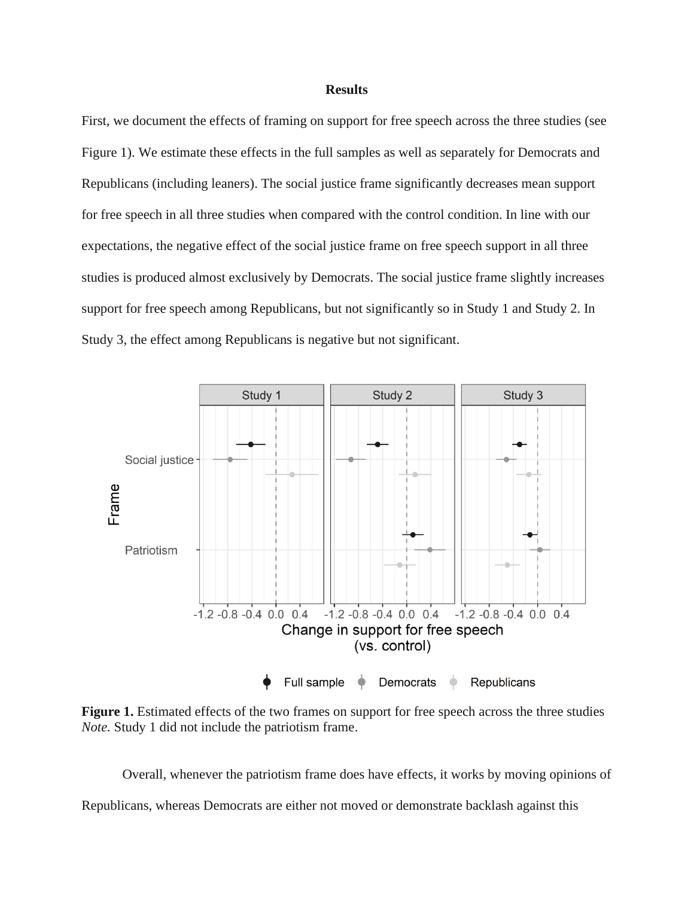## Results

First, we document the effects of framing on support for free speech across the three studies (see Figure 1). We estimate these effects in the full samples as well as separately for Democrats and Republicans (including leaners). The social justice frame significantly decreases mean support for free speech in all three studies when compared with the control condition. In line with our expectations, the negative effect of the social justice frame on free speech support in all three studies is produced almost exclusively by Democrats. The social justice frame slightly increases support for free speech among Republicans, but not significantly so in Study 1 and Study 2. In Study 3, the effect among Republicans is negative but not significant.

**Figure 1.** Estimated effects of the two frames on support for free speech across the three studies
*Note.* Study 1 did not include the patriotism frame.

Overall, whenever the patriotism frame does have effects, it works by moving opinions of Republicans, whereas Democrats are either not moved or demonstrate backlash against this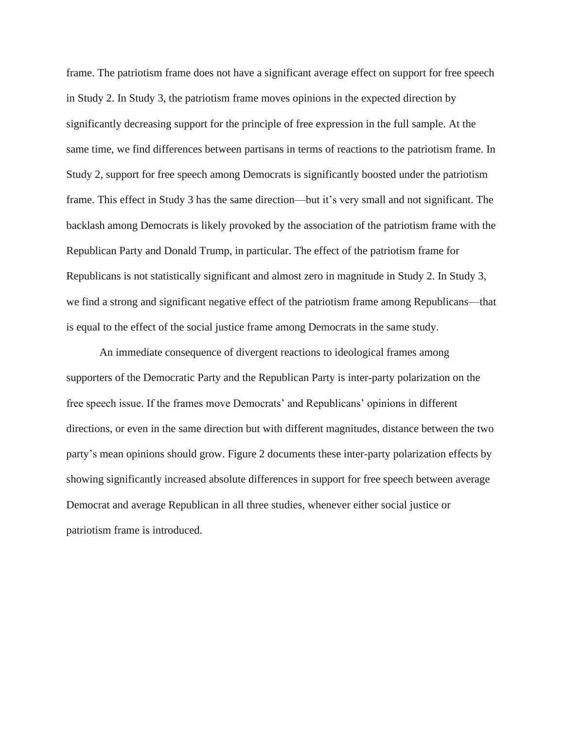frame. The patriotism frame does not have a significant average effect on support for free speech in Study 2. In Study 3, the patriotism frame moves opinions in the expected direction by significantly decreasing support for the principle of free expression in the full sample. At the same time, we find differences between partisans in terms of reactions to the patriotism frame. In Study 2, support for free speech among Democrats is significantly boosted under the patriotism frame. This effect in Study 3 has the same direction—but it's very small and not significant. The backlash among Democrats is likely provoked by the association of the patriotism frame with the Republican Party and Donald Trump, in particular. The effect of the patriotism frame for Republicans is not statistically significant and almost zero in magnitude in Study 2. In Study 3, we find a strong and significant negative effect of the patriotism frame among Republicans—that is equal to the effect of the social justice frame among Democrats in the same study.

An immediate consequence of divergent reactions to ideological frames among supporters of the Democratic Party and the Republican Party is inter-party polarization on the free speech issue. If the frames move Democrats' and Republicans' opinions in different directions, or even in the same direction but with different magnitudes, distance between the two party's mean opinions should grow. Figure 2 documents these inter-party polarization effects by showing significantly increased absolute differences in support for free speech between average Democrat and average Republican in all three studies, whenever either social justice or patriotism frame is introduced.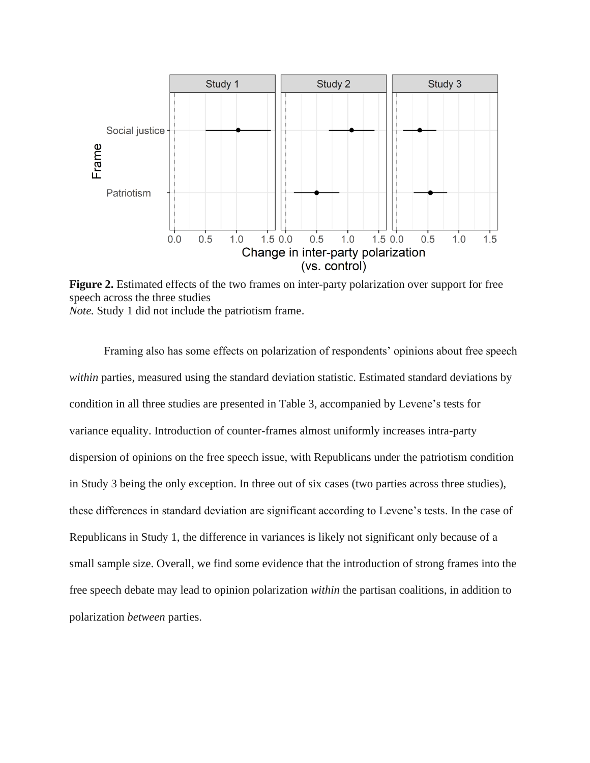**Figure 2.** Estimated effects of the two frames on inter-party polarization over support for free speech across the three studies

*Note.* Study 1 did not include the patriotism frame.

Framing also has some effects on polarization of respondents' opinions about free speech *within* parties, measured using the standard deviation statistic. Estimated standard deviations by condition in all three studies are presented in Table 3, accompanied by Levene's tests for variance equality. Introduction of counter-frames almost uniformly increases intra-party dispersion of opinions on the free speech issue, with Republicans under the patriotism condition in Study 3 being the only exception. In three out of six cases (two parties across three studies), these differences in standard deviation are significant according to Levene's tests. In the case of Republicans in Study 1, the difference in variances is likely not significant only because of a small sample size. Overall, we find some evidence that the introduction of strong frames into the free speech debate may lead to opinion polarization *within* the partisan coalitions, in addition to polarization *between* parties.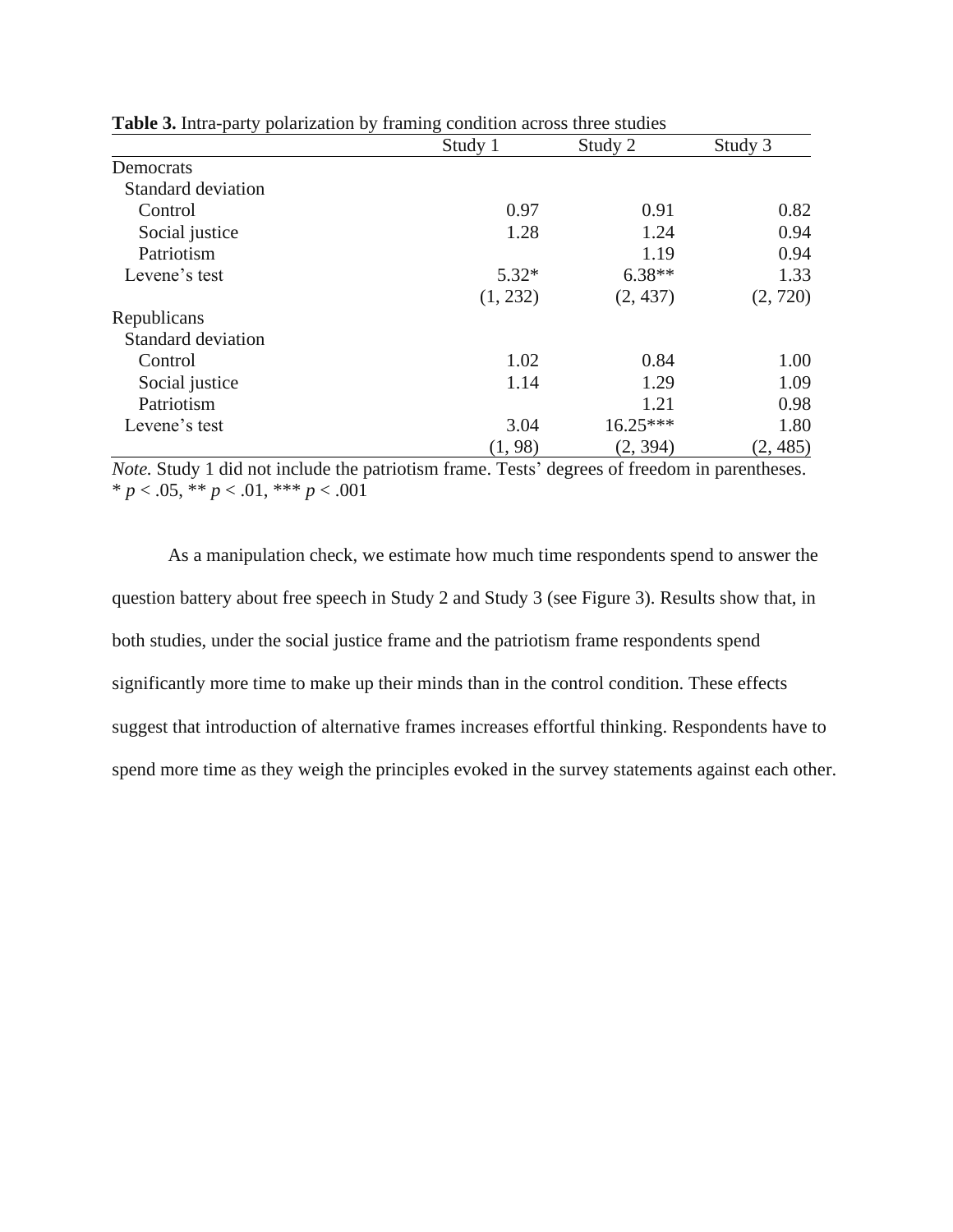**Table 3.** Intra-party polarization by framing condition across three studies

| | Study 1 | Study 2 | Study 3 |
|---|---|---|---|
| Democrats | | | |
| Standard deviation | | | |
| Control | 0.97 | 0.91 | 0.82 |
| Social justice | 1.28 | 1.24 | 0.94 |
| Patriotism | | 1.19 | 0.94 |
| Levene's test | 5.32* | 6.38** | 1.33 |
| | (1, 232) | (2, 437) | (2, 720) |
| Republicans | | | |
| Standard deviation | | | |
| Control | 1.02 | 0.84 | 1.00 |
| Social justice | 1.14 | 1.29 | 1.09 |
| Patriotism | | 1.21 | 0.98 |
| Levene's test | 3.04 | 16.25*** | 1.80 |
| | (1, 98) | (2, 394) | (2, 485) |

*Note.* Study 1 did not include the patriotism frame. Tests' degrees of freedom in parentheses.
* $p < .05$, ** $p < .01$, *** $p < .001$

As a manipulation check, we estimate how much time respondents spend to answer the question battery about free speech in Study 2 and Study 3 (see Figure 3). Results show that, in both studies, under the social justice frame and the patriotism frame respondents spend significantly more time to make up their minds than in the control condition. These effects suggest that introduction of alternative frames increases effortful thinking. Respondents have to spend more time as they weigh the principles evoked in the survey statements against each other.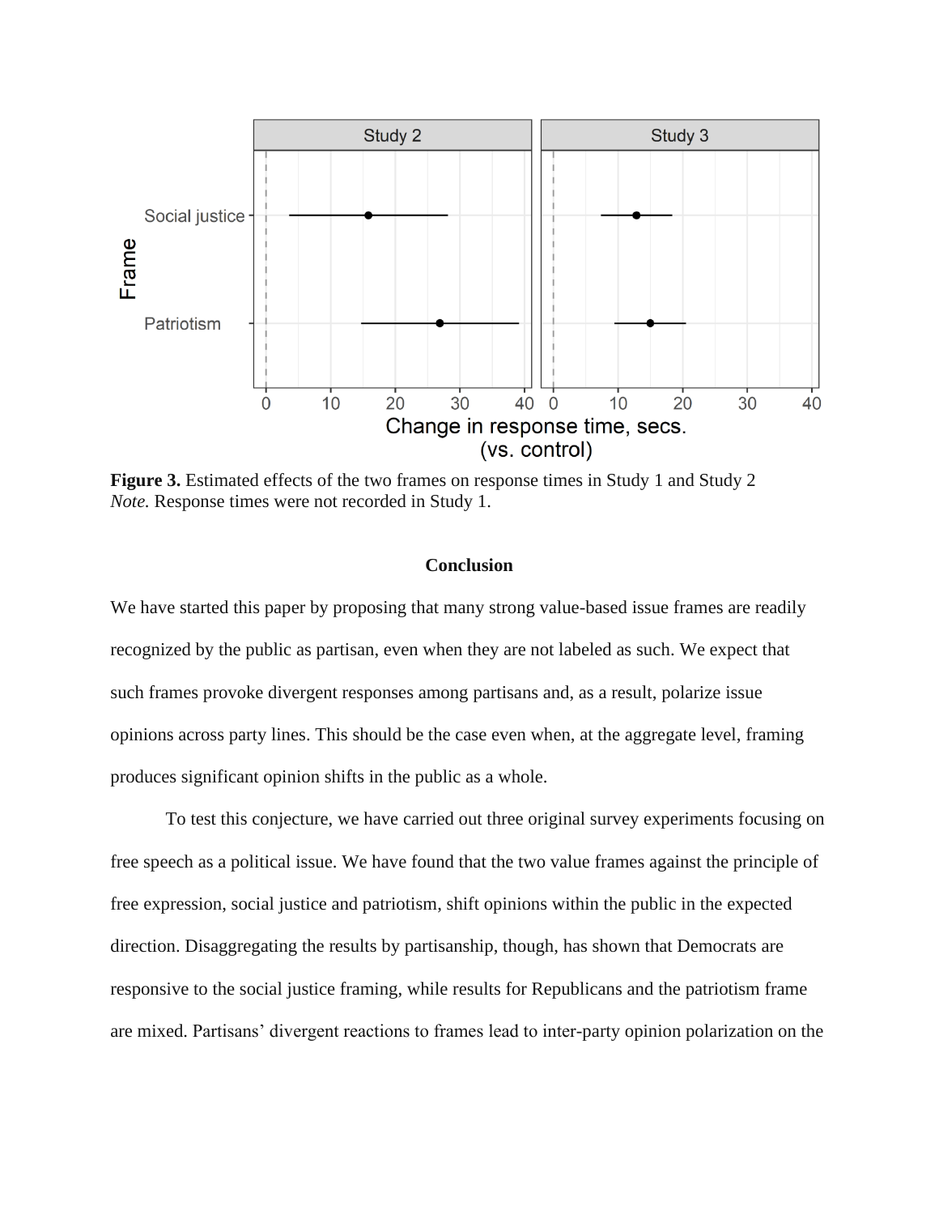**Figure 3.** Estimated effects of the two frames on response times in Study 1 and Study 2
*Note.* Response times were not recorded in Study 1.

## Conclusion

We have started this paper by proposing that many strong value-based issue frames are readily recognized by the public as partisan, even when they are not labeled as such. We expect that such frames provoke divergent responses among partisans and, as a result, polarize issue opinions across party lines. This should be the case even when, at the aggregate level, framing produces significant opinion shifts in the public as a whole.

To test this conjecture, we have carried out three original survey experiments focusing on free speech as a political issue. We have found that the two value frames against the principle of free expression, social justice and patriotism, shift opinions within the public in the expected direction. Disaggregating the results by partisanship, though, has shown that Democrats are responsive to the social justice framing, while results for Republicans and the patriotism frame are mixed. Partisans' divergent reactions to frames lead to inter-party opinion polarization on the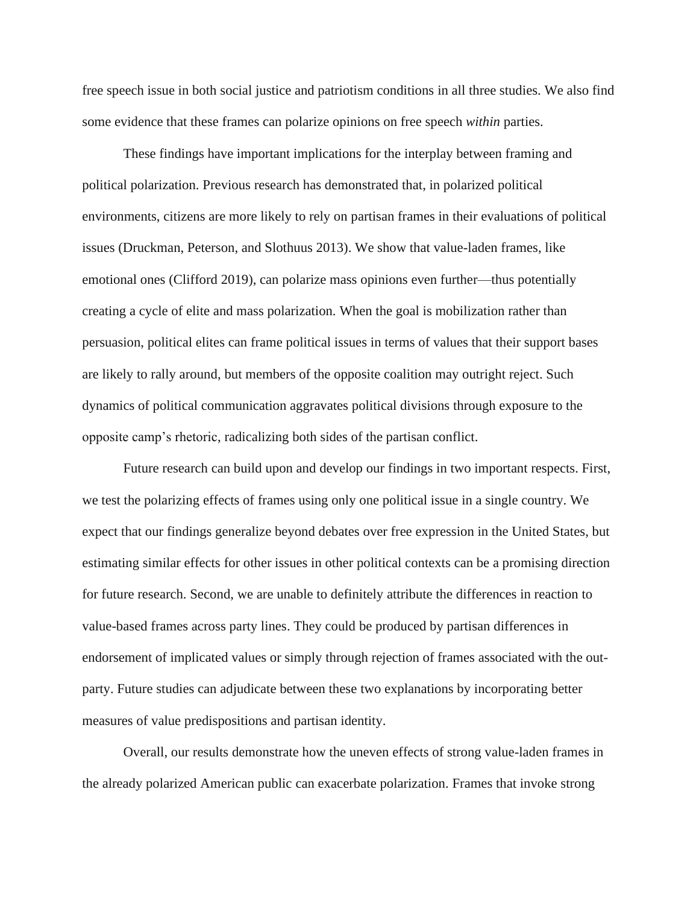free speech issue in both social justice and patriotism conditions in all three studies. We also find some evidence that these frames can polarize opinions on free speech *within* parties.

These findings have important implications for the interplay between framing and political polarization. Previous research has demonstrated that, in polarized political environments, citizens are more likely to rely on partisan frames in their evaluations of political issues (Druckman, Peterson, and Slothuus 2013). We show that value-laden frames, like emotional ones (Clifford 2019), can polarize mass opinions even further—thus potentially creating a cycle of elite and mass polarization. When the goal is mobilization rather than persuasion, political elites can frame political issues in terms of values that their support bases are likely to rally around, but members of the opposite coalition may outright reject. Such dynamics of political communication aggravates political divisions through exposure to the opposite camp's rhetoric, radicalizing both sides of the partisan conflict.

Future research can build upon and develop our findings in two important respects. First, we test the polarizing effects of frames using only one political issue in a single country. We expect that our findings generalize beyond debates over free expression in the United States, but estimating similar effects for other issues in other political contexts can be a promising direction for future research. Second, we are unable to definitely attribute the differences in reaction to value-based frames across party lines. They could be produced by partisan differences in endorsement of implicated values or simply through rejection of frames associated with the out-party. Future studies can adjudicate between these two explanations by incorporating better measures of value predispositions and partisan identity.

Overall, our results demonstrate how the uneven effects of strong value-laden frames in the already polarized American public can exacerbate polarization. Frames that invoke strong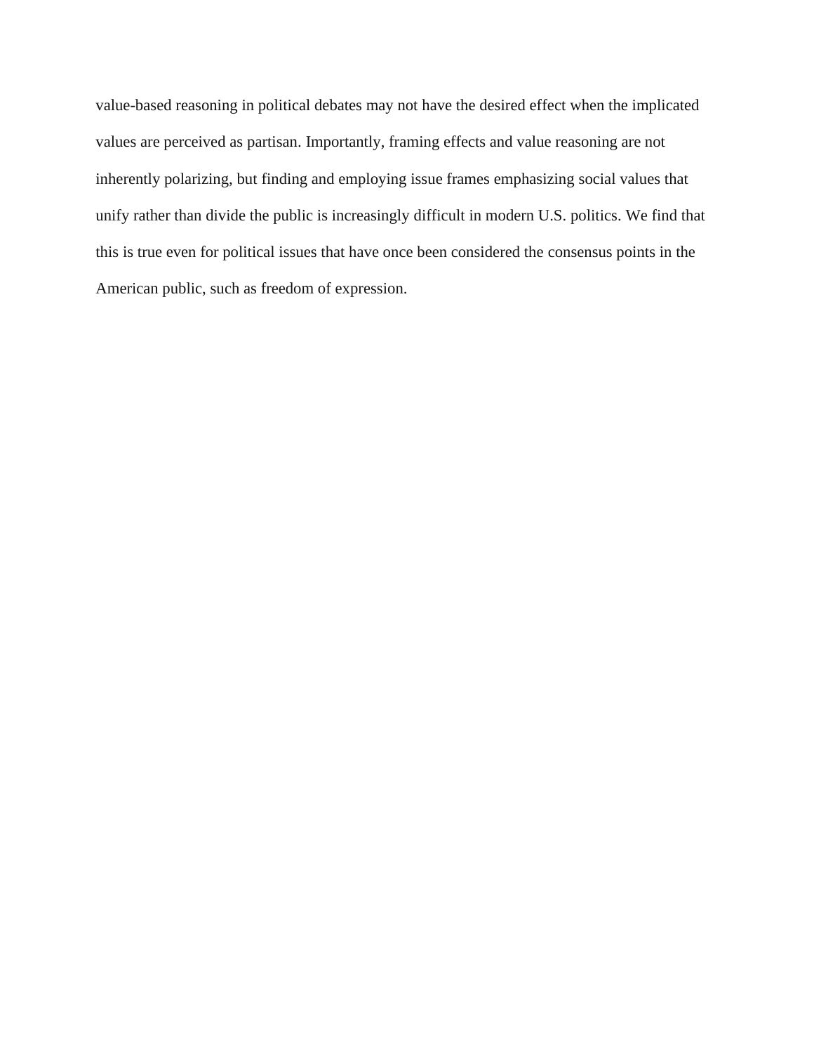value-based reasoning in political debates may not have the desired effect when the implicated values are perceived as partisan. Importantly, framing effects and value reasoning are not inherently polarizing, but finding and employing issue frames emphasizing social values that unify rather than divide the public is increasingly difficult in modern U.S. politics. We find that this is true even for political issues that have once been considered the consensus points in the American public, such as freedom of expression.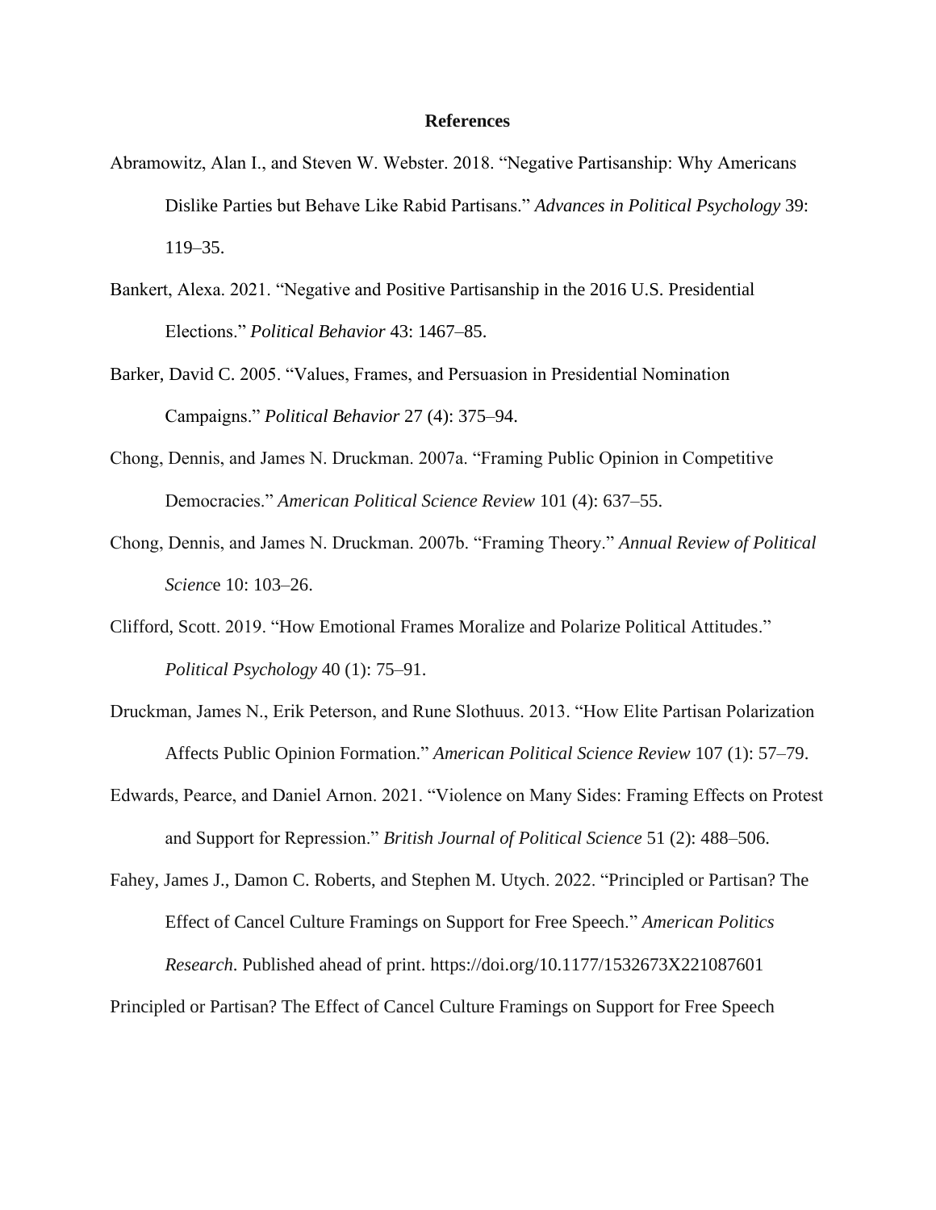## References

Abramowitz, Alan I., and Steven W. Webster. 2018. "Negative Partisanship: Why Americans Dislike Parties but Behave Like Rabid Partisans." *Advances in Political Psychology* 39: 119–35.

Bankert, Alexa. 2021. "Negative and Positive Partisanship in the 2016 U.S. Presidential Elections." *Political Behavior* 43: 1467–85.

Barker, David C. 2005. "Values, Frames, and Persuasion in Presidential Nomination Campaigns." *Political Behavior* 27 (4): 375–94.

Chong, Dennis, and James N. Druckman. 2007a. "Framing Public Opinion in Competitive Democracies." *American Political Science Review* 101 (4): 637–55.

Chong, Dennis, and James N. Druckman. 2007b. "Framing Theory." *Annual Review of Political Science* 10: 103–26.

Clifford, Scott. 2019. "How Emotional Frames Moralize and Polarize Political Attitudes." *Political Psychology* 40 (1): 75–91.

Druckman, James N., Erik Peterson, and Rune Slothuus. 2013. "How Elite Partisan Polarization Affects Public Opinion Formation." *American Political Science Review* 107 (1): 57–79.

Edwards, Pearce, and Daniel Arnon. 2021. "Violence on Many Sides: Framing Effects on Protest and Support for Repression." *British Journal of Political Science* 51 (2): 488–506.

Fahey, James J., Damon C. Roberts, and Stephen M. Utych. 2022. "Principled or Partisan? The Effect of Cancel Culture Framings on Support for Free Speech." *American Politics Research*. Published ahead of print. https://doi.org/10.1177/1532673X221087601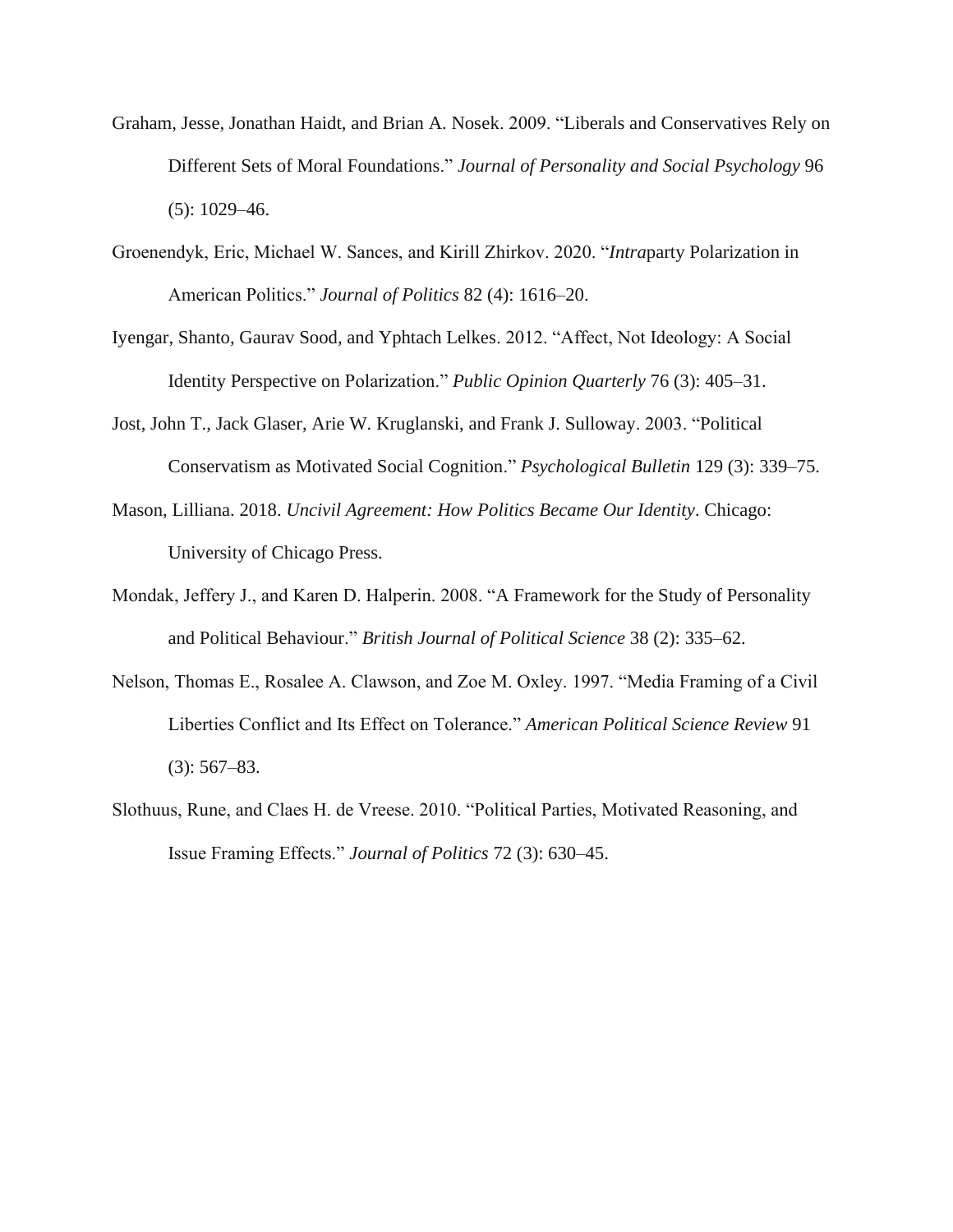Graham, Jesse, Jonathan Haidt, and Brian A. Nosek. 2009. "Liberals and Conservatives Rely on Different Sets of Moral Foundations." *Journal of Personality and Social Psychology* 96 (5): 1029–46.

Groenendyk, Eric, Michael W. Sances, and Kirill Zhirkov. 2020. "*Intra*party Polarization in American Politics." *Journal of Politics* 82 (4): 1616–20.

Iyengar, Shanto, Gaurav Sood, and Yphtach Lelkes. 2012. "Affect, Not Ideology: A Social Identity Perspective on Polarization." *Public Opinion Quarterly* 76 (3): 405–31.

Jost, John T., Jack Glaser, Arie W. Kruglanski, and Frank J. Sulloway. 2003. "Political Conservatism as Motivated Social Cognition." *Psychological Bulletin* 129 (3): 339–75.

Mason, Lilliana. 2018. *Uncivil Agreement: How Politics Became Our Identity*. Chicago: University of Chicago Press.

Mondak, Jeffery J., and Karen D. Halperin. 2008. "A Framework for the Study of Personality and Political Behaviour." *British Journal of Political Science* 38 (2): 335–62.

Nelson, Thomas E., Rosalee A. Clawson, and Zoe M. Oxley. 1997. "Media Framing of a Civil Liberties Conflict and Its Effect on Tolerance." *American Political Science Review* 91 (3): 567–83.

Slothuus, Rune, and Claes H. de Vreese. 2010. "Political Parties, Motivated Reasoning, and Issue Framing Effects." *Journal of Politics* 72 (3): 630–45.